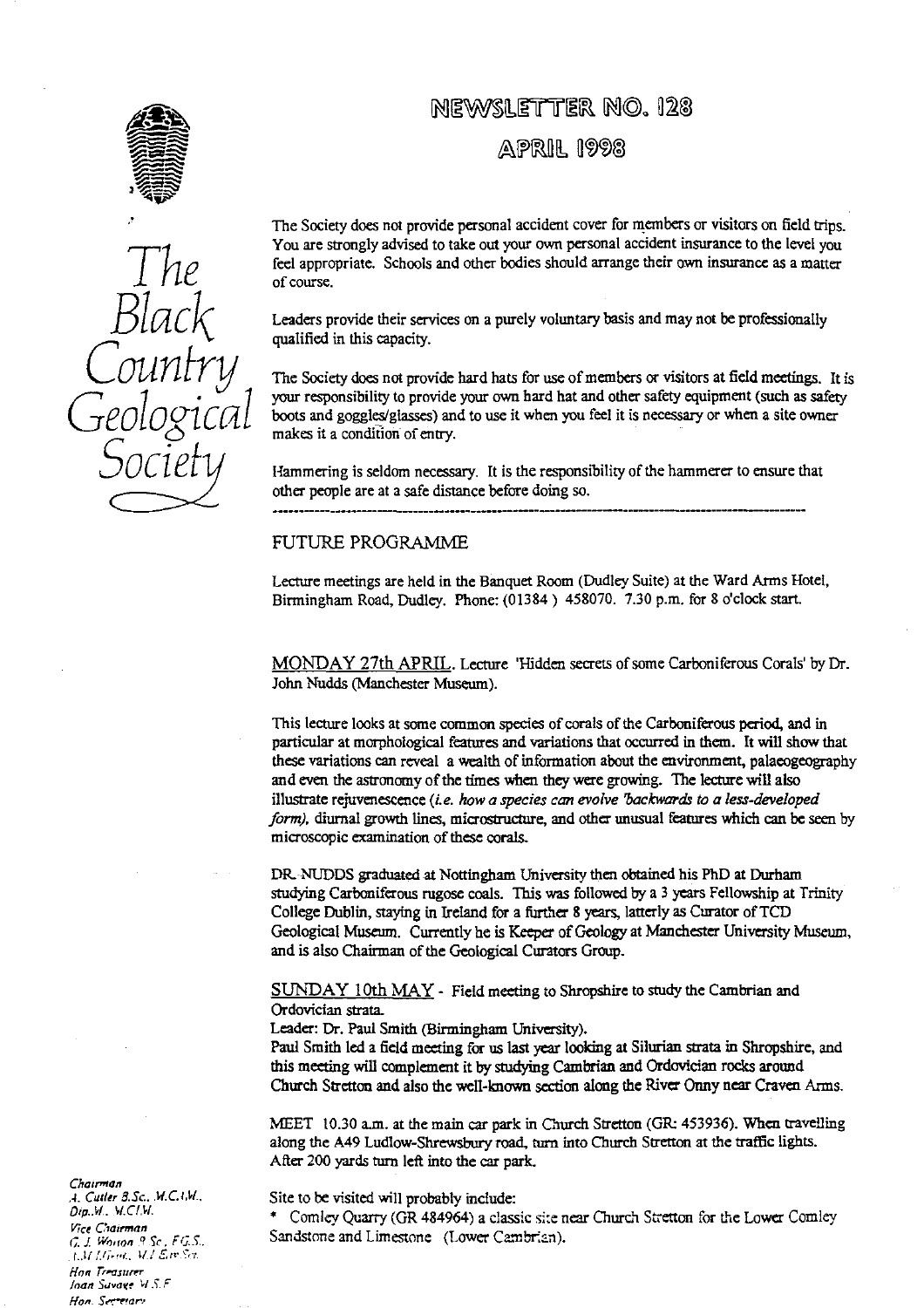# NEWSLETTER NO. 128

## APRIL 1998

The Black Country Geological Society

The Society does not provide personal accident cover for members or visitors on field trips. You are strongly advised to take out your own personal accident insurance to the level you feel appropriate. Schools and other bodies should arrange their own insurance as a matter of course.

Leaders provide their services on a purely voluntary basis and may not be professionally qualified in this capacity.

The Society does not provide hard hats for use of members or visitors at field meetings. It is your responsibility to provide your own hard hat and other safety equipment (such as safety boots and goggles/glasses) and to use it when you feel it is necessary or when a site owner makes it a condition of entry.

Hammering is seldom necessary. It is the responsibility of the hammerer to ensure that other people are at a safe distance before doing so.

---

## FUTURE PROGRAMME

Lecture meetings are held in the Banquet Room (Dudley Suite) at the Ward Arms Hotel, Birmingham Road, Dudley. Phone: (01384) 458070. 7.30 p.m. for 8 o'clock start.

MONDAY 27th APRIL. Lecture 'Hidden secrets of some Carboniferous Corals' by Dr. John Nudds (Manchester Museum).

This lecture looks at some common species of corals of the Carboniferous period, and in particular at morphological features and variations that occurred in them. It will show that these variations can reveal a wealth of information about the environment, palaeogeography and even the astronomy of the times when they were growing. The lecture will also illustrate rejuvenescence (*i.e. how a species can evolve 'backwards to a less-developed form*), diurnal growth lines, microstructure, and other unusual features which can be seen by microscopic examination of these corals.

DR. NUDDS graduated at Nottingham University then obtained his PhD at Durham studying Carboniferous rugose coals. This was followed by a 3 years Fellowship at Trinity College Dublin, staying in Ireland for a further 8 years, latterly as Curator of TCD Geological Museum. Currently he is Keeper of Geology at Manchester University Museum, and is also Chairman of the Geological Curators Group.

SUNDAY 10th MAY - Field meeting to Shropshire to study the Cambrian and Ordovician strata.
Leader: Dr. Paul Smith (Birmingham University).
Paul Smith led a field meeting for us last year looking at Silurian strata in Shropshire, and this meeting will complement it by studying Cambrian and Ordovician rocks around Church Stretton and also the well-known section along the River Onny near Craven Arms.

MEET 10.30 a.m. at the main car park in Church Stretton (GR: 453936). When travelling along the A49 Ludlow-Shrewsbury road, turn into Church Stretton at the traffic lights. After 200 yards turn left into the car park.

Site to be visited will probably include:

* Comley Quarry (GR 484964) a classic site near Church Stretton for the Lower Comley Sandstone and Limestone (Lower Cambrian).

*Chairman*
A. Cutler B.Sc., M.C.I.W., Dip.M., M.C.I.W.
*Vice Chairman*
G. J. Worton B.Sc., F.G.S., I.M.Mgt., M.I.Env.Sci.
*Hon Treasurer*
Joan Savage M.S.F.
*Hon. Secretary*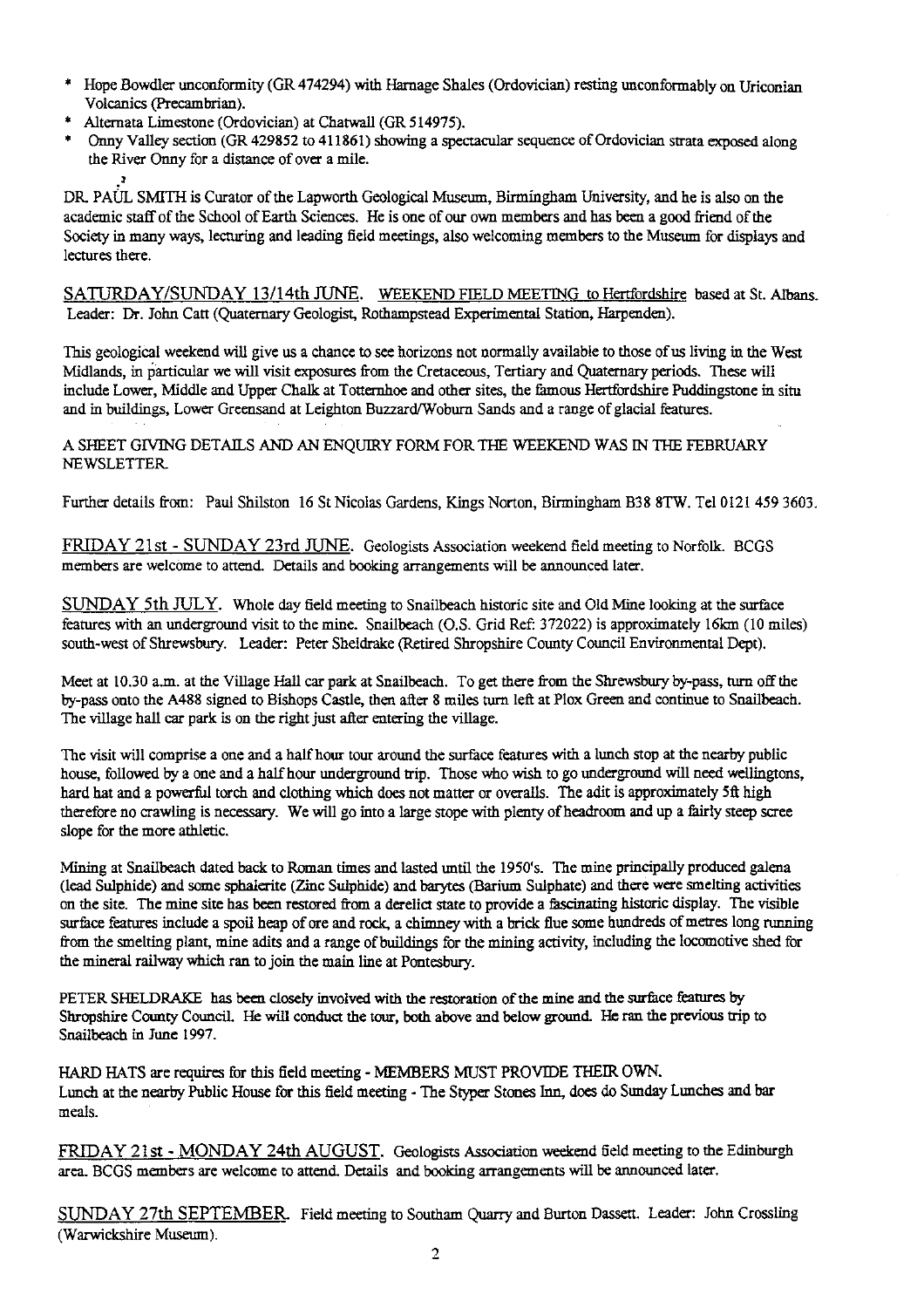* Hope Bowdler unconformity (GR 474294) with Harnage Shales (Ordovician) resting unconformably on Uriconian Volcanics (Precambrian).
* Alternata Limestone (Ordovician) at Chatwall (GR 514975).
* Onny Valley section (GR 429852 to 411861) showing a spectacular sequence of Ordovician strata exposed along the River Onny for a distance of over a mile.

DR. PAUL SMITH is Curator of the Lapworth Geological Museum, Birmingham University, and he is also on the academic staff of the School of Earth Sciences. He is one of our own members and has been a good friend of the Society in many ways, lecturing and leading field meetings, also welcoming members to the Museum for displays and lectures there.

SATURDAY/SUNDAY 13/14th JUNE. WEEKEND FIELD MEETING to Hertfordshire based at St. Albans. Leader: Dr. John Catt (Quaternary Geologist, Rothampstead Experimental Station, Harpenden).

This geological weekend will give us a chance to see horizons not normally available to those of us living in the West Midlands, in particular we will visit exposures from the Cretaceous, Tertiary and Quaternary periods. These will include Lower, Middle and Upper Chalk at Totternhoe and other sites, the famous Hertfordshire Puddingstone in situ and in buildings, Lower Greensand at Leighton Buzzard/Woburn Sands and a range of glacial features.

A SHEET GIVING DETAILS AND AN ENQUIRY FORM FOR THE WEEKEND WAS IN THE FEBRUARY NEWSLETTER.

Further details from: Paul Shilston 16 St Nicolas Gardens, Kings Norton, Birmingham B38 8TW. Tel 0121 459 3603.

FRIDAY 21st - SUNDAY 23rd JUNE. Geologists Association weekend field meeting to Norfolk. BCGS members are welcome to attend. Details and booking arrangements will be announced later.

SUNDAY 5th JULY. Whole day field meeting to Snailbeach historic site and Old Mine looking at the surface features with an underground visit to the mine. Snailbeach (O.S. Grid Ref: 372022) is approximately 16km (10 miles) south-west of Shrewsbury. Leader: Peter Sheldrake (Retired Shropshire County Council Environmental Dept).

Meet at 10.30 a.m. at the Village Hall car park at Snailbeach. To get there from the Shrewsbury by-pass, turn off the by-pass onto the A488 signed to Bishops Castle, then after 8 miles turn left at Plox Green and continue to Snailbeach. The village hall car park is on the right just after entering the village.

The visit will comprise a one and a half hour tour around the surface features with a lunch stop at the nearby public house, followed by a one and a half hour underground trip. Those who wish to go underground will need wellingtons, hard hat and a powerful torch and clothing which does not matter or overalls. The adit is approximately 5ft high therefore no crawling is necessary. We will go into a large stope with plenty of headroom and up a fairly steep scree slope for the more athletic.

Mining at Snailbeach dated back to Roman times and lasted until the 1950's. The mine principally produced galena (lead Sulphide) and some sphalerite (Zinc Sulphide) and barytes (Barium Sulphate) and there were smelting activities on the site. The mine site has been restored from a derelict state to provide a fascinating historic display. The visible surface features include a spoil heap of ore and rock, a chimney with a brick flue some hundreds of metres long running from the smelting plant, mine adits and a range of buildings for the mining activity, including the locomotive shed for the mineral railway which ran to join the main line at Pontesbury.

PETER SHELDRAKE has been closely involved with the restoration of the mine and the surface features by Shropshire County Council. He will conduct the tour, both above and below ground. He ran the previous trip to Snailbeach in June 1997.

HARD HATS are requires for this field meeting - MEMBERS MUST PROVIDE THEIR OWN.
Lunch at the nearby Public House for this field meeting - The Styper Stones Inn, does do Sunday Lunches and bar meals.

FRIDAY 21st - MONDAY 24th AUGUST. Geologists Association weekend field meeting to the Edinburgh area. BCGS members are welcome to attend. Details and booking arrangements will be announced later.

SUNDAY 27th SEPTEMBER. Field meeting to Southam Quarry and Burton Dassett. Leader: John Crossling (Warwickshire Museum).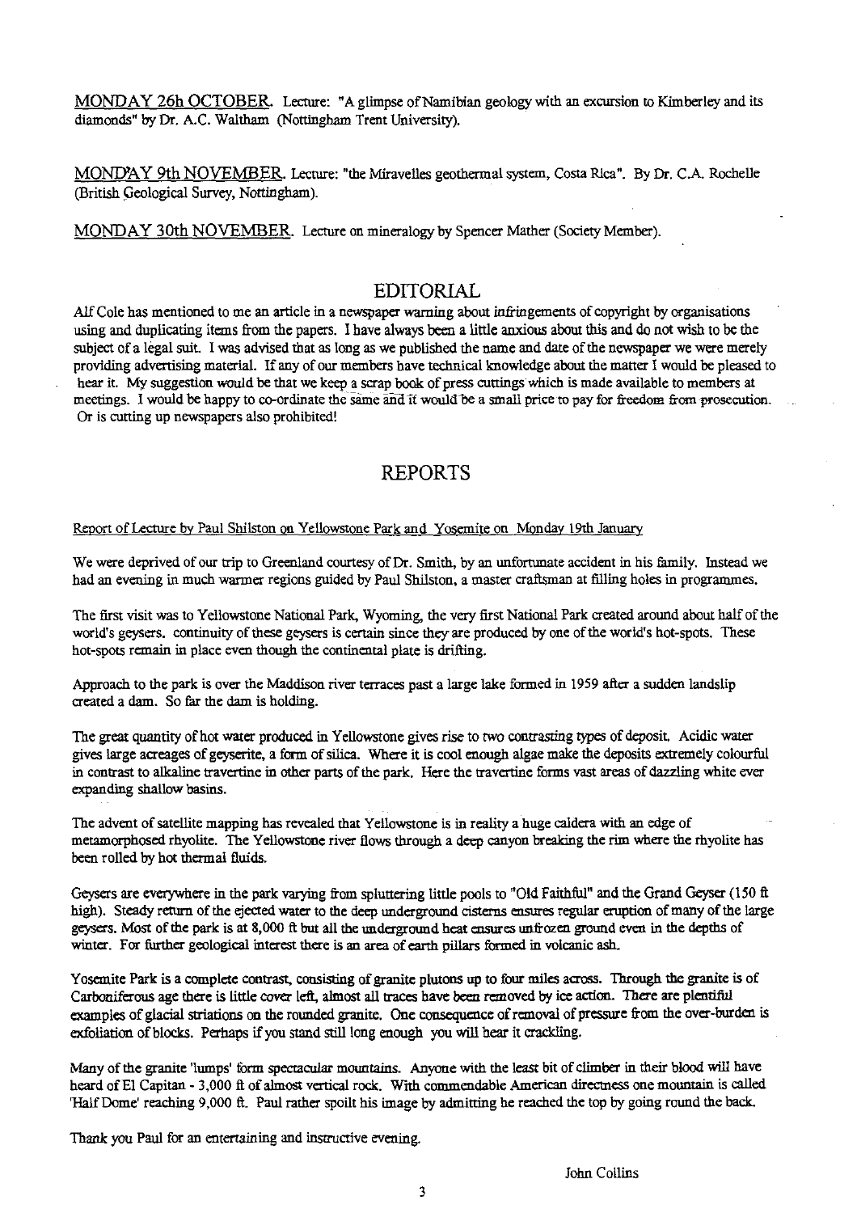MONDAY 26h OCTOBER. Lecture: "A glimpse of Namibian geology with an excursion to Kimberley and its diamonds" by Dr. A.C. Waltham (Nottingham Trent University).

MOND'AY 9th NOVEMBER. Lecture: "the Miravelles geothermal system, Costa Rica". By Dr. C.A. Rochelle (British Geological Survey, Nottingham).

MONDAY 30th NOVEMBER. Lecture on mineralogy by Spencer Mather (Society Member).

## EDITORIAL

Alf Cole has mentioned to me an article in a newspaper warning about infringements of copyright by organisations using and duplicating items from the papers. I have always been a little anxious about this and do not wish to be the subject of a legal suit. I was advised that as long as we published the name and date of the newspaper we were merely providing advertising material. If any of our members have technical knowledge about the matter I would be pleased to hear it. My suggestion would be that we keep a scrap book of press cuttings which is made available to members at meetings. I would be happy to co-ordinate the same and it would be a small price to pay for freedom from prosecution. Or is cutting up newspapers also prohibited!

## REPORTS

Report of Lecture by Paul Shilston on Yellowstone Park and Yosemite on Monday 19th January

We were deprived of our trip to Greenland courtesy of Dr. Smith, by an unfortunate accident in his family. Instead we had an evening in much warmer regions guided by Paul Shilston, a master craftsman at filling holes in programmes.

The first visit was to Yellowstone National Park, Wyoming, the very first National Park created around about half of the world's geysers. continuity of these geysers is certain since they are produced by one of the world's hot-spots. These hot-spots remain in place even though the continental plate is drifting.

Approach to the park is over the Maddison river terraces past a large lake formed in 1959 after a sudden landslip created a dam. So far the dam is holding.

The great quantity of hot water produced in Yellowstone gives rise to two contrasting types of deposit. Acidic water gives large acreages of geyserite, a form of silica. Where it is cool enough algae make the deposits extremely colourful in contrast to alkaline travertine in other parts of the park. Here the travertine forms vast areas of dazzling white ever expanding shallow basins.

The advent of satellite mapping has revealed that Yellowstone is in reality a huge caldera with an edge of metamorphosed rhyolite. The Yellowstone river flows through a deep canyon breaking the rim where the rhyolite has been rolled by hot thermal fluids.

Geysers are everywhere in the park varying from spluttering little pools to "Old Faithful" and the Grand Geyser (150 ft high). Steady return of the ejected water to the deep underground cisterns ensures regular eruption of many of the large geysers. Most of the park is at 8,000 ft but all the underground heat ensures unfrozen ground even in the depths of winter. For further geological interest there is an area of earth pillars formed in volcanic ash.

Yosemite Park is a complete contrast, consisting of granite plutons up to four miles across. Through the granite is of Carboniferous age there is little cover left, almost all traces have been removed by ice action. There are plentiful examples of glacial striations on the rounded granite. One consequence of removal of pressure from the over-burden is exfoliation of blocks. Perhaps if you stand still long enough you will hear it crackling.

Many of the granite 'lumps' form spectacular mountains. Anyone with the least bit of climber in their blood will have heard of El Capitan - 3,000 ft of almost vertical rock. With commendable American directness one mountain is called 'Half Dome' reaching 9,000 ft. Paul rather spoilt his image by admitting he reached the top by going round the back.

Thank you Paul for an entertaining and instructive evening.

John Collins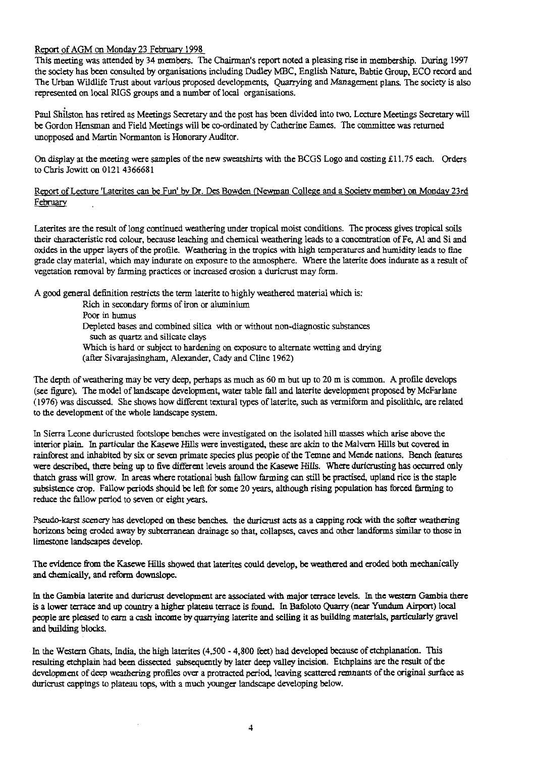Report of AGM on Monday 23 February 1998

This meeting was attended by 34 members. The Chairman's report noted a pleasing rise in membership. During 1997 the society has been consulted by organisations including Dudley MBC, English Nature, Babtie Group, ECO record and The Urban Wildlife Trust about various proposed developments, Quarrying and Management plans. The society is also represented on local RIGS groups and a number of local organisations.

Paul Shilston has retired as Meetings Secretary and the post has been divided into two. Lecture Meetings Secretary will be Gordon Hensman and Field Meetings will be co-ordinated by Catherine Eames. The committee was returned unopposed and Martin Normanton is Honorary Auditor.

On display at the meeting were samples of the new sweatshirts with the BCGS Logo and costing £11.75 each. Orders to Chris Jowitt on 0121 4366681

Report of Lecture 'Laterites can be Fun' by Dr. Des Bowden (Newman College and a Society member) on Monday 23rd February

Laterites are the result of long continued weathering under tropical moist conditions. The process gives tropical soils their characteristic red colour, because leaching and chemical weathering leads to a concentration of Fe, Al and Si and oxides in the upper layers of the profile. Weathering in the tropics with high temperatures and humidity leads to fine grade clay material, which may indurate on exposure to the atmosphere. Where the laterite does indurate as a result of vegetation removal by farming practices or increased erosion a duricrust may form.

A good general definition restricts the term laterite to highly weathered material which is:

Rich in secondary forms of iron or aluminium
Poor in humus
Depleted bases and combined silica with or without non-diagnostic substances such as quartz and silicate clays
Which is hard or subject to hardening on exposure to alternate wetting and drying
(after Sivarajasingham, Alexander, Cady and Cline 1962)

The depth of weathering may be very deep, perhaps as much as 60 m but up to 20 m is common. A profile develops (see figure). The model of landscape development, water table fall and laterite development proposed by McFarlane (1976) was discussed. She shows how different textural types of laterite, such as vermiform and pisolithic, are related to the development of the whole landscape system.

In Sierra Leone duricrusted footslope benches were investigated on the isolated hill masses which arise above the interior plain. In particular the Kasewe Hills were investigated, these are akin to the Malvern Hills but covered in rainforest and inhabited by six or seven primate species plus people of the Temne and Mende nations. Bench features were described, there being up to five different levels around the Kasewe Hills. Where duricrusting has occurred only thatch grass will grow. In areas where rotational bush fallow farming can still be practised, upland rice is the staple subsistence crop. Fallow periods should be left for some 20 years, although rising population has forced farming to reduce the fallow period to seven or eight years.

Pseudo-karst scenery has developed on these benches. the duricrust acts as a capping rock with the softer weathering horizons being eroded away by subterranean drainage so that, collapses, caves and other landforms similar to those in limestone landscapes develop.

The evidence from the Kasewe Hills showed that laterites could develop, be weathered and eroded both mechanically and chemically, and reform downslope.

In the Gambia laterite and duricrust development are associated with major terrace levels. In the western Gambia there is a lower terrace and up country a higher plateau terrace is found. In Bafoloto Quarry (near Yundum Airport) local people are pleased to earn a cash income by quarrying laterite and selling it as building materials, particularly gravel and building blocks.

In the Western Ghats, India, the high laterites (4,500 - 4,800 feet) had developed because of etchplanation. This resulting etchplain had been dissected subsequently by later deep valley incision. Etchplains are the result of the development of deep weathering profiles over a protracted period, leaving scattered remnants of the original surface as duricrust cappings to plateau tops, with a much younger landscape developing below.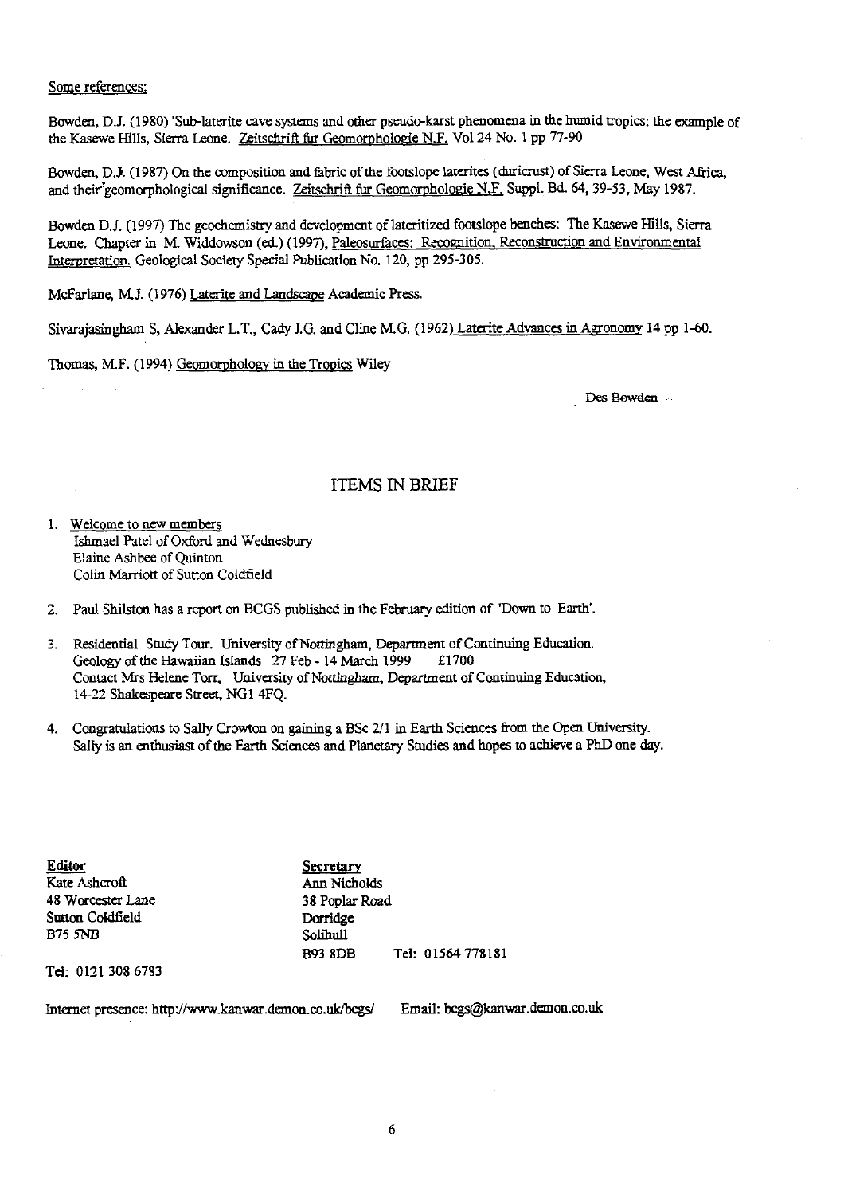Some references:

Bowden, D.J. (1980) 'Sub-laterite cave systems and other pseudo-karst phenomena in the humid tropics: the example of the Kasewe Hills, Sierra Leone. Zeitschrift fur Geomorphologie N.F. Vol 24 No. 1 pp 77-90

Bowden, D.J. (1987) On the composition and fabric of the footslope laterites (duricrust) of Sierra Leone, West Africa, and their geomorphological significance. Zeitschrift fur Geomorphologie N.F. Suppl. Bd. 64, 39-53, May 1987.

Bowden D.J. (1997) The geochemistry and development of lateritized footslope benches: The Kasewe Hills, Sierra Leone. Chapter in M. Widdowson (ed.) (1997), Paleosurfaces: Recognition, Reconstruction and Environmental Interpretation. Geological Society Special Publication No. 120, pp 295-305.

McFarlane, M.J. (1976) Laterite and Landscape Academic Press.

Sivarajasingham S, Alexander L.T., Cady J.G. and Cline M.G. (1962) Laterite Advances in Agronomy 14 pp 1-60.

Thomas, M.F. (1994) Geomorphology in the Tropics Wiley

- Des Bowden

## ITEMS IN BRIEF

1. Welcome to new members
   Ishmael Patel of Oxford and Wednesbury
   Elaine Ashbee of Quinton
   Colin Marriott of Sutton Coldfield

2. Paul Shilston has a report on BCGS published in the February edition of 'Down to Earth'.

3. Residential Study Tour. University of Nottingham, Department of Continuing Education.
   Geology of the Hawaiian Islands 27 Feb - 14 March 1999 £1700
   Contact Mrs Helene Torr, University of Nottingham, Department of Continuing Education, 14-22 Shakespeare Street, NG1 4FQ.

4. Congratulations to Sally Crowton on gaining a BSc 2/1 in Earth Sciences from the Open University. Sally is an enthusiast of the Earth Sciences and Planetary Studies and hopes to achieve a PhD one day.

**Editor**
Kate Ashcroft
48 Worcester Lane
Sutton Coldfield
B75 5NB

Tel: 0121 308 6783

**Secretary**
Ann Nicholds
38 Poplar Road
Dorridge
Solihull
B93 8DB Tel: 01564 778181

Internet presence: http://www.kanwar.demon.co.uk/bcgs/ Email: bcgs@kanwar.demon.co.uk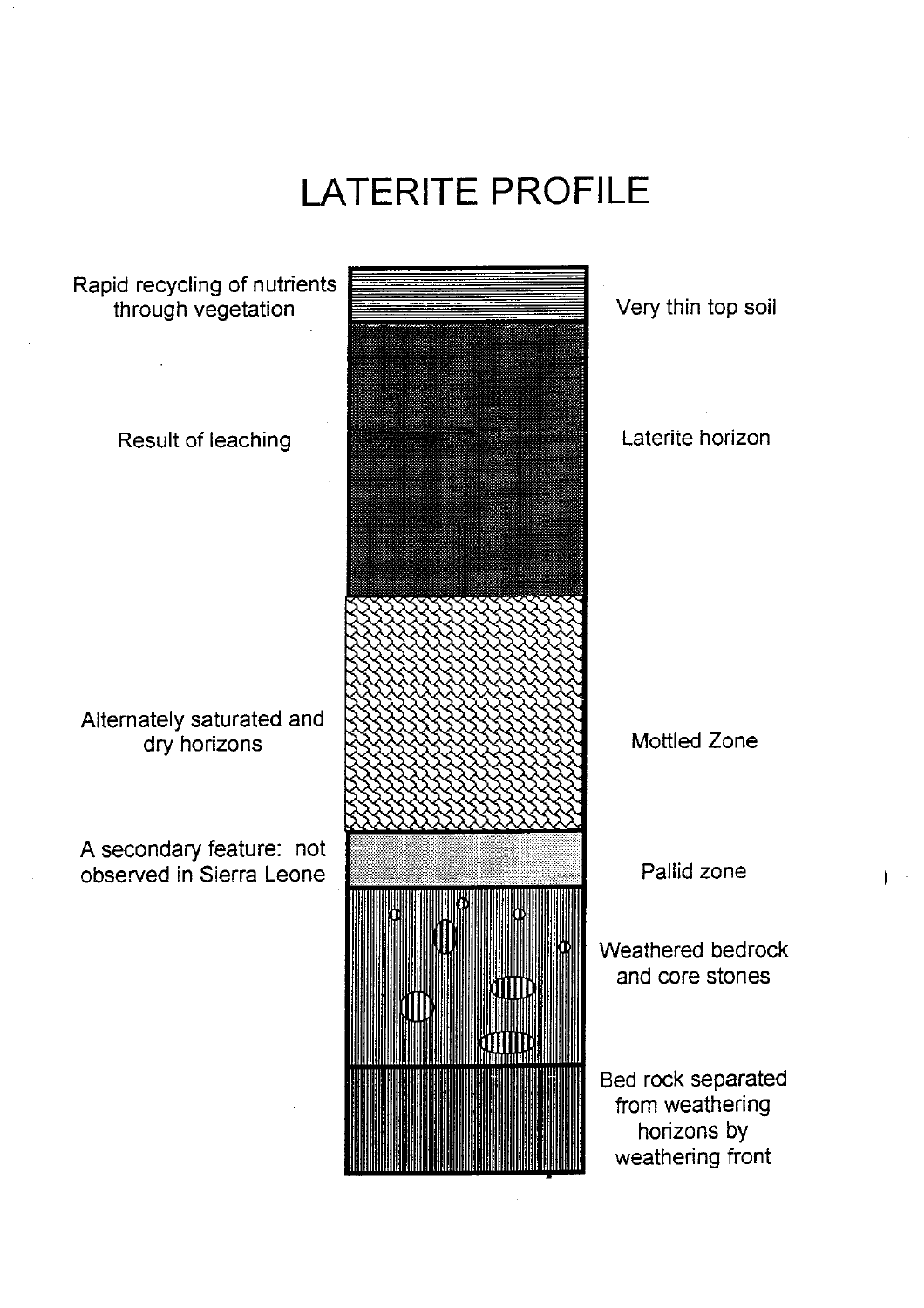# LATERITE PROFILE

Rapid recycling of nutrients through vegetation

Very thin top soil

Result of leaching

Laterite horizon

Alternately saturated and dry horizons

Mottled Zone

A secondary feature: not observed in Sierra Leone

Pallid zone

Weathered bedrock and core stones

Bed rock separated from weathering horizons by weathering front